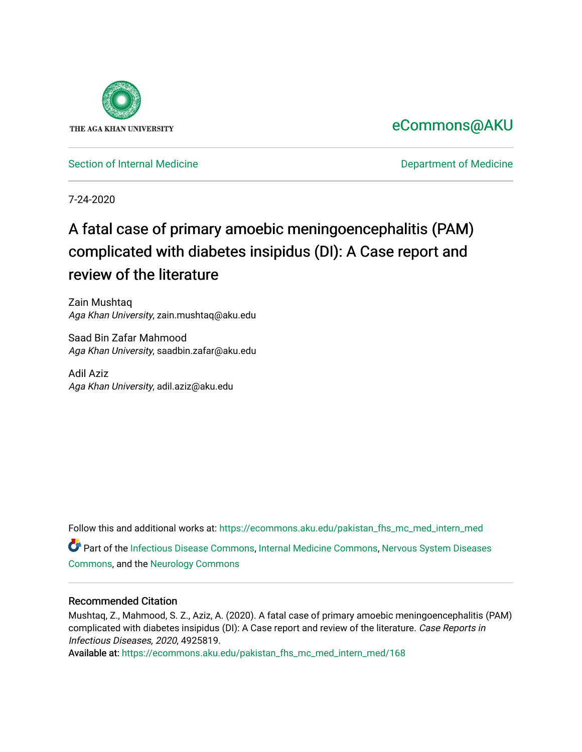THE AGA KHAN UNIVERSITY

eCommons@AKU

Section of Internal Medicine

Department of Medicine

7-24-2020

# A fatal case of primary amoebic meningoencephalitis (PAM) complicated with diabetes insipidus (DI): A Case report and review of the literature

Zain Mushtaq
*Aga Khan University*, zain.mushtaq@aku.edu

Saad Bin Zafar Mahmood
*Aga Khan University*, saadbin.zafar@aku.edu

Adil Aziz
*Aga Khan University*, adil.aziz@aku.edu

Follow this and additional works at: https://ecommons.aku.edu/pakistan_fhs_mc_med_intern_med

Part of the Infectious Disease Commons, Internal Medicine Commons, Nervous System Diseases Commons, and the Neurology Commons

## Recommended Citation

Mushtaq, Z., Mahmood, S. Z., Aziz, A. (2020). A fatal case of primary amoebic meningoencephalitis (PAM) complicated with diabetes insipidus (DI): A Case report and review of the literature. *Case Reports in Infectious Diseases, 2020*, 4925819.

Available at: https://ecommons.aku.edu/pakistan_fhs_mc_med_intern_med/168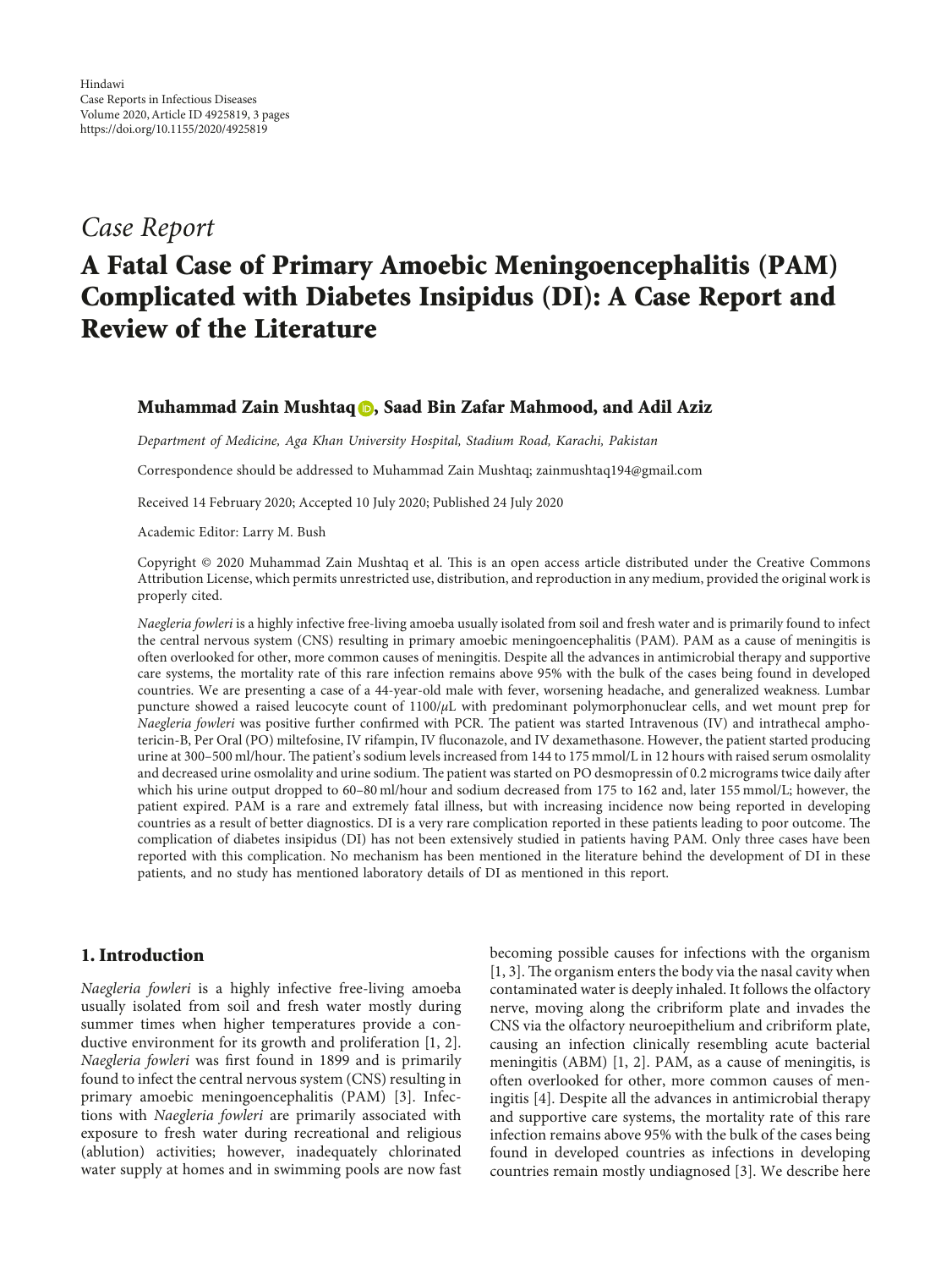Case Report

# A Fatal Case of Primary Amoebic Meningoencephalitis (PAM) Complicated with Diabetes Insipidus (DI): A Case Report and Review of the Literature

**Muhammad Zain Mushtaq, Saad Bin Zafar Mahmood, and Adil Aziz**

*Department of Medicine, Aga Khan University Hospital, Stadium Road, Karachi, Pakistan*

Correspondence should be addressed to Muhammad Zain Mushtaq; zainmushtaq194@gmail.com

Received 14 February 2020; Accepted 10 July 2020; Published 24 July 2020

Academic Editor: Larry M. Bush

Copyright © 2020 Muhammad Zain Mushtaq et al. This is an open access article distributed under the Creative Commons Attribution License, which permits unrestricted use, distribution, and reproduction in any medium, provided the original work is properly cited.

*Naegleria fowleri* is a highly infective free-living amoeba usually isolated from soil and fresh water and is primarily found to infect the central nervous system (CNS) resulting in primary amoebic meningoencephalitis (PAM). PAM as a cause of meningitis is often overlooked for other, more common causes of meningitis. Despite all the advances in antimicrobial therapy and supportive care systems, the mortality rate of this rare infection remains above 95% with the bulk of the cases being found in developed countries. We are presenting a case of a 44-year-old male with fever, worsening headache, and generalized weakness. Lumbar puncture showed a raised leucocyte count of 1100/$\mu$L with predominant polymorphonuclear cells, and wet mount prep for *Naegleria fowleri* was positive further confirmed with PCR. The patient was started Intravenous (IV) and intrathecal amphotericin-B, Per Oral (PO) miltefosine, IV rifampin, IV fluconazole, and IV dexamethasone. However, the patient started producing urine at 300–500 ml/hour. The patient's sodium levels increased from 144 to 175 mmol/L in 12 hours with raised serum osmolality and decreased urine osmolality and urine sodium. The patient was started on PO desmopressin of 0.2 micrograms twice daily after which his urine output dropped to 60–80 ml/hour and sodium decreased from 175 to 162 and, later 155 mmol/L; however, the patient expired. PAM is a rare and extremely fatal illness, but with increasing incidence now being reported in developing countries as a result of better diagnostics. DI is a very rare complication reported in these patients leading to poor outcome. The complication of diabetes insipidus (DI) has not been extensively studied in patients having PAM. Only three cases have been reported with this complication. No mechanism has been mentioned in the literature behind the development of DI in these patients, and no study has mentioned laboratory details of DI as mentioned in this report.

## 1. Introduction

*Naegleria fowleri* is a highly infective free-living amoeba usually isolated from soil and fresh water mostly during summer times when higher temperatures provide a conductive environment for its growth and proliferation [1, 2]. *Naegleria fowleri* was first found in 1899 and is primarily found to infect the central nervous system (CNS) resulting in primary amoebic meningoencephalitis (PAM) [3]. Infections with *Naegleria fowleri* are primarily associated with exposure to fresh water during recreational and religious (ablution) activities; however, inadequately chlorinated water supply at homes and in swimming pools are now fast becoming possible causes for infections with the organism [1, 3]. The organism enters the body via the nasal cavity when contaminated water is deeply inhaled. It follows the olfactory nerve, moving along the cribriform plate and invades the CNS via the olfactory neuroepithelium and cribriform plate, causing an infection clinically resembling acute bacterial meningitis (ABM) [1, 2]. PAM, as a cause of meningitis, is often overlooked for other, more common causes of meningitis [4]. Despite all the advances in antimicrobial therapy and supportive care systems, the mortality rate of this rare infection remains above 95% with the bulk of the cases being found in developed countries as infections in developing countries remain mostly undiagnosed [3]. We describe here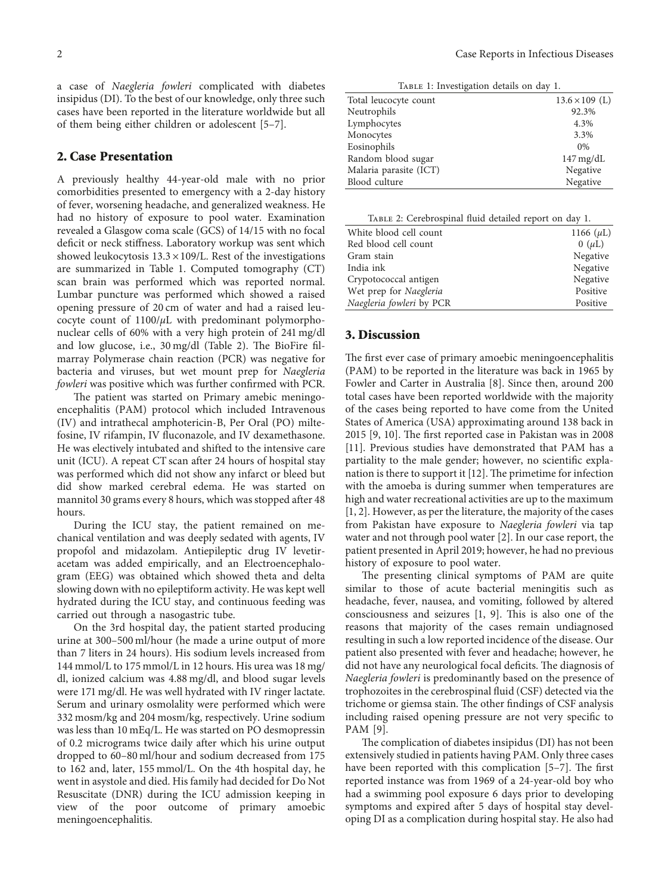a case of *Naegleria fowleri* complicated with diabetes insipidus (DI). To the best of our knowledge, only three such cases have been reported in the literature worldwide but all of them being either children or adolescent [5–7].

## 2. Case Presentation

A previously healthy 44-year-old male with no prior comorbidities presented to emergency with a 2-day history of fever, worsening headache, and generalized weakness. He had no history of exposure to pool water. Examination revealed a Glasgow coma scale (GCS) of 14/15 with no focal deficit or neck stiffness. Laboratory workup was sent which showed leukocytosis $13.3 \times 109$/L. Rest of the investigations are summarized in Table 1. Computed tomography (CT) scan brain was performed which was reported normal. Lumbar puncture was performed which showed a raised opening pressure of 20 cm of water and had a raised leucocyte count of 1100/$\mu$L with predominant polymorphonuclear cells of 60% with a very high protein of 241 mg/dl and low glucose, i.e., 30 mg/dl (Table 2). The BioFire filmarray Polymerase chain reaction (PCR) was negative for bacteria and viruses, but wet mount prep for *Naegleria fowleri* was positive which was further confirmed with PCR.

The patient was started on Primary amebic meningoencephalitis (PAM) protocol which included Intravenous (IV) and intrathecal amphotericin-B, Per Oral (PO) miltefosine, IV rifampin, IV fluconazole, and IV dexamethasone. He was electively intubated and shifted to the intensive care unit (ICU). A repeat CT scan after 24 hours of hospital stay was performed which did not show any infarct or bleed but did show marked cerebral edema. He was started on mannitol 30 grams every 8 hours, which was stopped after 48 hours.

During the ICU stay, the patient remained on mechanical ventilation and was deeply sedated with agents, IV propofol and midazolam. Antiepileptic drug IV levetiracetam was added empirically, and an Electroencephalogram (EEG) was obtained which showed theta and delta slowing down with no epileptiform activity. He was kept well hydrated during the ICU stay, and continuous feeding was carried out through a nasogastric tube.

On the 3rd hospital day, the patient started producing urine at 300–500 ml/hour (he made a urine output of more than 7 liters in 24 hours). His sodium levels increased from 144 mmol/L to 175 mmol/L in 12 hours. His urea was 18 mg/dl, ionized calcium was 4.88 mg/dl, and blood sugar levels were 171 mg/dl. He was well hydrated with IV ringer lactate. Serum and urinary osmolality were performed which were 332 mosm/kg and 204 mosm/kg, respectively. Urine sodium was less than 10 mEq/L. He was started on PO desmopressin of 0.2 micrograms twice daily after which his urine output dropped to 60–80 ml/hour and sodium decreased from 175 to 162 and, later, 155 mmol/L. On the 4th hospital day, he went in asystole and died. His family had decided for Do Not Resuscitate (DNR) during the ICU admission keeping in view of the poor outcome of primary amoebic meningoencephalitis.

Table 1: Investigation details on day 1.

| | |
|---|---|
| Total leucocyte count | $13.6 \times 109$ (L) |
| Neutrophils | 92.3% |
| Lymphocytes | 4.3% |
| Monocytes | 3.3% |
| Eosinophils | 0% |
| Random blood sugar | 147 mg/dL |
| Malaria parasite (ICT) | Negative |
| Blood culture | Negative |

Table 2: Cerebrospinal fluid detailed report on day 1.

| | |
|---|---|
| White blood cell count | 1166 ($\mu$L) |
| Red blood cell count | 0 ($\mu$L) |
| Gram stain | Negative |
| India ink | Negative |
| Crypotococcal antigen | Negative |
| Wet prep for *Naegleria* | Positive |
| *Naegleria fowleri* by PCR | Positive |

## 3. Discussion

The first ever case of primary amoebic meningoencephalitis (PAM) to be reported in the literature was back in 1965 by Fowler and Carter in Australia [8]. Since then, around 200 total cases have been reported worldwide with the majority of the cases being reported to have come from the United States of America (USA) approximating around 138 back in 2015 [9, 10]. The first reported case in Pakistan was in 2008 [11]. Previous studies have demonstrated that PAM has a partiality to the male gender; however, no scientific explanation is there to support it [12]. The primetime for infection with the amoeba is during summer when temperatures are high and water recreational activities are up to the maximum [1, 2]. However, as per the literature, the majority of the cases from Pakistan have exposure to *Naegleria fowleri* via tap water and not through pool water [2]. In our case report, the patient presented in April 2019; however, he had no previous history of exposure to pool water.

The presenting clinical symptoms of PAM are quite similar to those of acute bacterial meningitis such as headache, fever, nausea, and vomiting, followed by altered consciousness and seizures [1, 9]. This is also one of the reasons that majority of the cases remain undiagnosed resulting in such a low reported incidence of the disease. Our patient also presented with fever and headache; however, he did not have any neurological focal deficits. The diagnosis of *Naegleria fowleri* is predominantly based on the presence of trophozoites in the cerebrospinal fluid (CSF) detected via the trichome or giemsa stain. The other findings of CSF analysis including raised opening pressure are not very specific to PAM [9].

The complication of diabetes insipidus (DI) has not been extensively studied in patients having PAM. Only three cases have been reported with this complication [5–7]. The first reported instance was from 1969 of a 24-year-old boy who had a swimming pool exposure 6 days prior to developing symptoms and expired after 5 days of hospital stay developing DI as a complication during hospital stay. He also had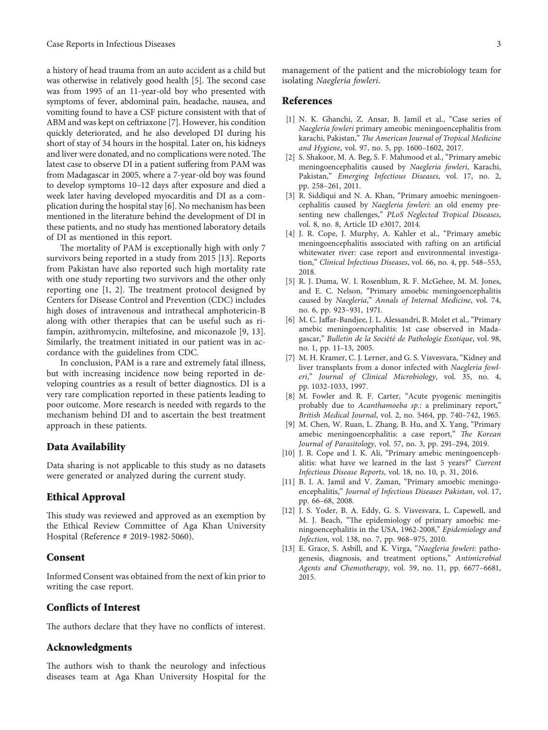a history of head trauma from an auto accident as a child but was otherwise in relatively good health [5]. The second case was from 1995 of an 11-year-old boy who presented with symptoms of fever, abdominal pain, headache, nausea, and vomiting found to have a CSF picture consistent with that of ABM and was kept on ceftriaxone [7]. However, his condition quickly deteriorated, and he also developed DI during his short of stay of 34 hours in the hospital. Later on, his kidneys and liver were donated, and no complications were noted. The latest case to observe DI in a patient suffering from PAM was from Madagascar in 2005, where a 7-year-old boy was found to develop symptoms 10–12 days after exposure and died a week later having developed myocarditis and DI as a complication during the hospital stay [6]. No mechanism has been mentioned in the literature behind the development of DI in these patients, and no study has mentioned laboratory details of DI as mentioned in this report.

The mortality of PAM is exceptionally high with only 7 survivors being reported in a study from 2015 [13]. Reports from Pakistan have also reported such high mortality rate with one study reporting two survivors and the other only reporting one [1, 2]. The treatment protocol designed by Centers for Disease Control and Prevention (CDC) includes high doses of intravenous and intrathecal amphotericin-B along with other therapies that can be useful such as rifampin, azithromycin, miltefosine, and miconazole [9, 13]. Similarly, the treatment initiated in our patient was in accordance with the guidelines from CDC.

In conclusion, PAM is a rare and extremely fatal illness, but with increasing incidence now being reported in developing countries as a result of better diagnostics. DI is a very rare complication reported in these patients leading to poor outcome. More research is needed with regards to the mechanism behind DI and to ascertain the best treatment approach in these patients.

## Data Availability

Data sharing is not applicable to this study as no datasets were generated or analyzed during the current study.

## Ethical Approval

This study was reviewed and approved as an exemption by the Ethical Review Committee of Aga Khan University Hospital (Reference # 2019-1982-5060).

## Consent

Informed Consent was obtained from the next of kin prior to writing the case report.

## Conflicts of Interest

The authors declare that they have no conflicts of interest.

## Acknowledgments

The authors wish to thank the neurology and infectious diseases team at Aga Khan University Hospital for the management of the patient and the microbiology team for isolating *Naegleria fowleri*.

## References

[1] N. K. Ghanchi, Z. Ansar, B. Jamil et al., "Case series of *Naegleria fowleri* primary ameobic meningoencephalitis from karachi, Pakistan," *The American Journal of Tropical Medicine and Hygiene*, vol. 97, no. 5, pp. 1600–1602, 2017.

[2] S. Shakoor, M. A. Beg, S. F. Mahmood et al., "Primary amebic meningoencephalitis caused by *Naegleria fowleri*, Karachi, Pakistan," *Emerging Infectious Diseases*, vol. 17, no. 2, pp. 258–261, 2011.

[3] R. Siddiqui and N. A. Khan, "Primary amoebic meningoencephalitis caused by *Naegleria fowleri*: an old enemy presenting new challenges," *PLoS Neglected Tropical Diseases*, vol. 8, no. 8, Article ID e3017, 2014.

[4] J. R. Cope, J. Murphy, A. Kahler et al., "Primary amebic meningoencephalitis associated with rafting on an artificial whitewater river: case report and environmental investigation," *Clinical Infectious Diseases*, vol. 66, no. 4, pp. 548–553, 2018.

[5] R. J. Duma, W. I. Rosenblum, R. F. McGehee, M. M. Jones, and E. C. Nelson, "Primary amoebic meningoencephalitis caused by *Naegleria*," *Annals of Internal Medicine*, vol. 74, no. 6, pp. 923–931, 1971.

[6] M. C. Jaffar-Bandjee, J. L. Alessandri, B. Molet et al., "Primary amebic meningoencephalitis: 1st case observed in Madagascar," *Bulletin de la Société de Pathologie Exotique*, vol. 98, no. 1, pp. 11–13, 2005.

[7] M. H. Kramer, C. J. Lerner, and G. S. Visvesvara, "Kidney and liver transplants from a donor infected with *Naegleria fowleri*," *Journal of Clinical Microbiology*, vol. 35, no. 4, pp. 1032-1033, 1997.

[8] M. Fowler and R. F. Carter, "Acute pyogenic meningitis probably due to *Acanthamoeba sp.*: a preliminary report," *British Medical Journal*, vol. 2, no. 5464, pp. 740–742, 1965.

[9] M. Chen, W. Ruan, L. Zhang, B. Hu, and X. Yang, "Primary amebic meningoencephalitis: a case report," *The Korean Journal of Parasitology*, vol. 57, no. 3, pp. 291–294, 2019.

[10] J. R. Cope and I. K. Ali, "Primary amebic meningoencephalitis: what have we learned in the last 5 years?" *Current Infectious Disease Reports*, vol. 18, no. 10, p. 31, 2016.

[11] B. I. A. Jamil and V. Zaman, "Primary amoebic meningoencephalitis," *Journal of Infectious Diseases Pakistan*, vol. 17, pp. 66–68, 2008.

[12] J. S. Yoder, B. A. Eddy, G. S. Visvesvara, L. Capewell, and M. J. Beach, "The epidemiology of primary amoebic meningoencephalitis in the USA, 1962-2008," *Epidemiology and Infection*, vol. 138, no. 7, pp. 968–975, 2010.

[13] E. Grace, S. Asbill, and K. Virga, "*Naegleria fowleri*: pathogenesis, diagnosis, and treatment options," *Antimicrobial Agents and Chemotherapy*, vol. 59, no. 11, pp. 6677–6681, 2015.